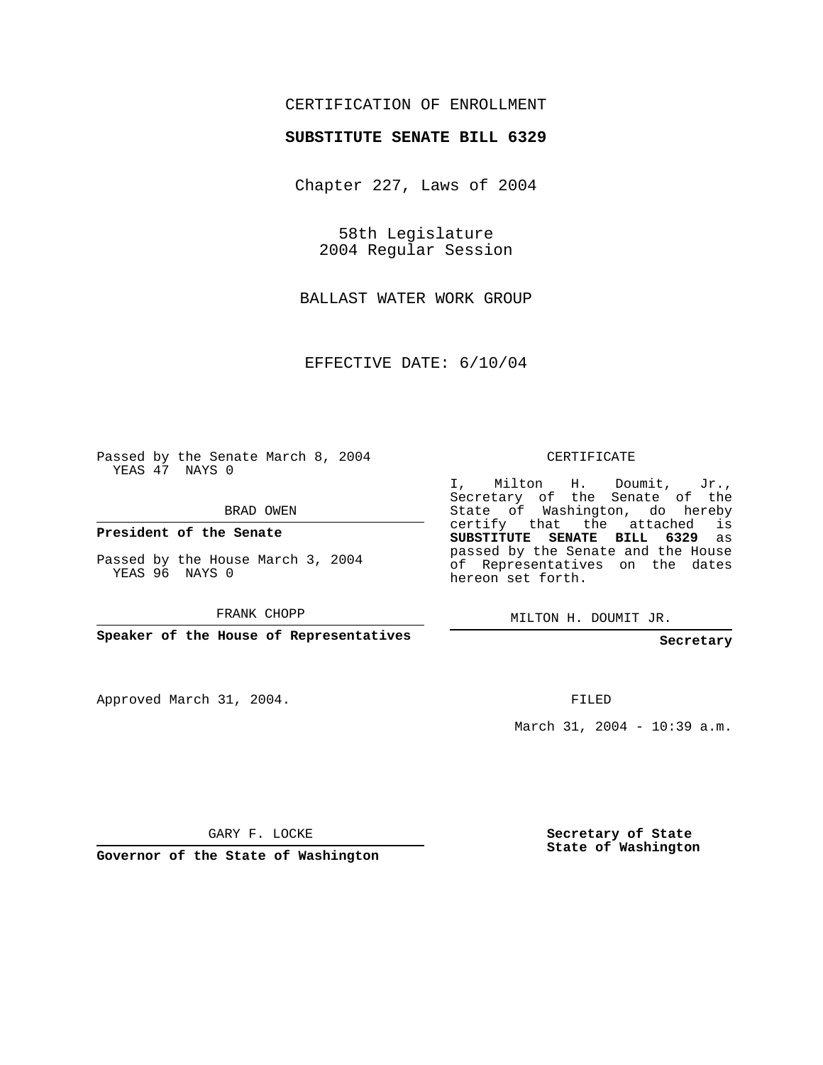CERTIFICATION OF ENROLLMENT

**SUBSTITUTE SENATE BILL 6329**

Chapter 227, Laws of 2004

58th Legislature
2004 Regular Session

BALLAST WATER WORK GROUP

EFFECTIVE DATE: 6/10/04

Passed by the Senate March 8, 2004
YEAS 47 NAYS 0

BRAD OWEN

**President of the Senate**

Passed by the House March 3, 2004
YEAS 96 NAYS 0

FRANK CHOPP

**Speaker of the House of Representatives**

Approved March 31, 2004.

GARY F. LOCKE

**Governor of the State of Washington**

CERTIFICATE

I, Milton H. Doumit, Jr., Secretary of the Senate of the State of Washington, do hereby certify that the attached is **SUBSTITUTE SENATE BILL 6329** as passed by the Senate and the House of Representatives on the dates hereon set forth.

MILTON H. DOUMIT JR.

**Secretary**

FILED

March 31, 2004 - 10:39 a.m.

**Secretary of State**
**State of Washington**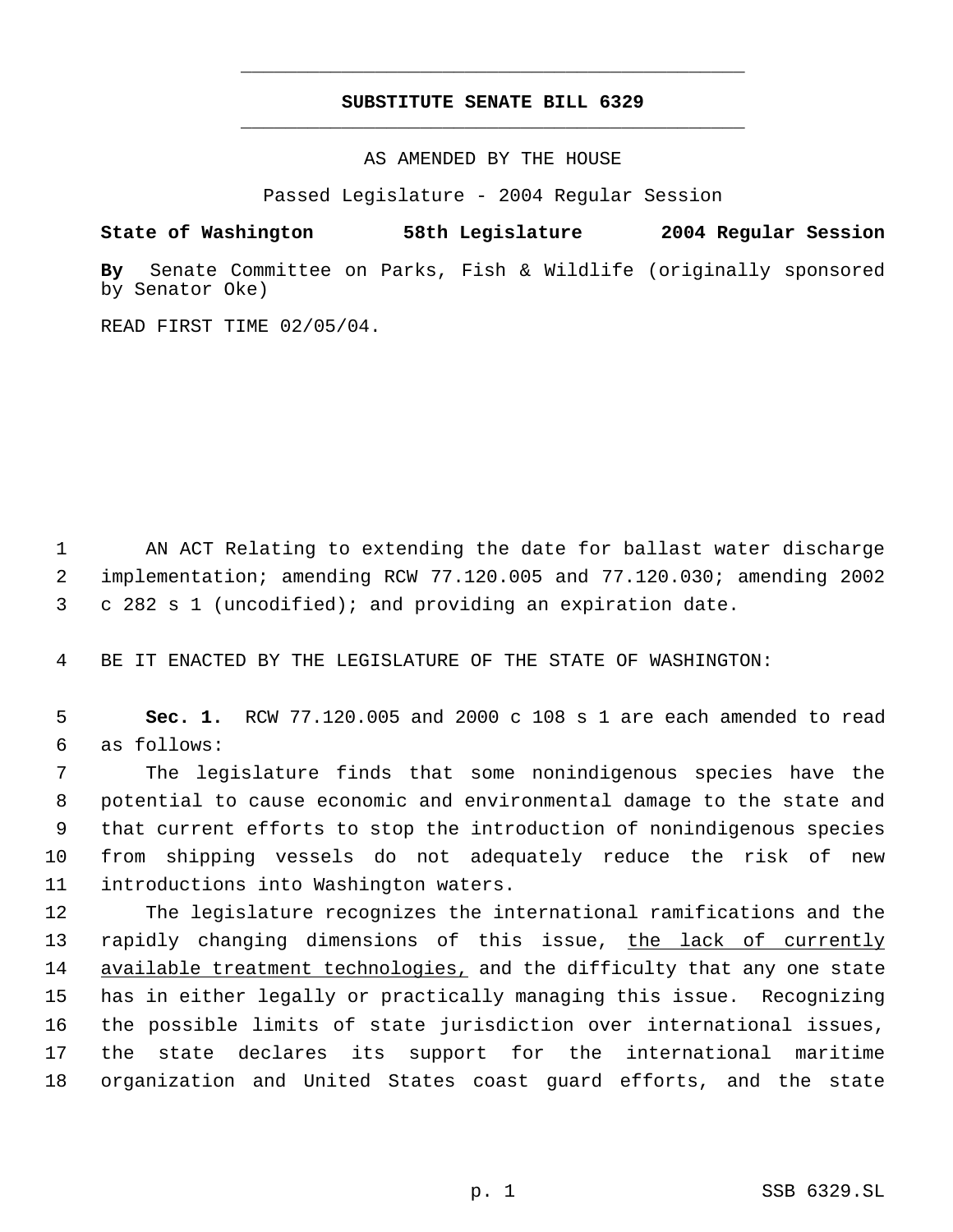# SUBSTITUTE SENATE BILL 6329

AS AMENDED BY THE HOUSE

Passed Legislature - 2004 Regular Session

**State of Washington 58th Legislature 2004 Regular Session**

**By** Senate Committee on Parks, Fish & Wildlife (originally sponsored by Senator Oke)

READ FIRST TIME 02/05/04.

1 AN ACT Relating to extending the date for ballast water discharge
2 implementation; amending RCW 77.120.005 and 77.120.030; amending 2002
3 c 282 s 1 (uncodified); and providing an expiration date.

4 BE IT ENACTED BY THE LEGISLATURE OF THE STATE OF WASHINGTON:

5 **Sec. 1.** RCW 77.120.005 and 2000 c 108 s 1 are each amended to read
6 as follows:

7 The legislature finds that some nonindigenous species have the
8 potential to cause economic and environmental damage to the state and
9 that current efforts to stop the introduction of nonindigenous species
10 from shipping vessels do not adequately reduce the risk of new
11 introductions into Washington waters.

12 The legislature recognizes the international ramifications and the
13 rapidly changing dimensions of this issue, <u>the lack of currently
14 available treatment technologies,</u> and the difficulty that any one state
15 has in either legally or practically managing this issue. Recognizing
16 the possible limits of state jurisdiction over international issues,
17 the state declares its support for the international maritime
18 organization and United States coast guard efforts, and the state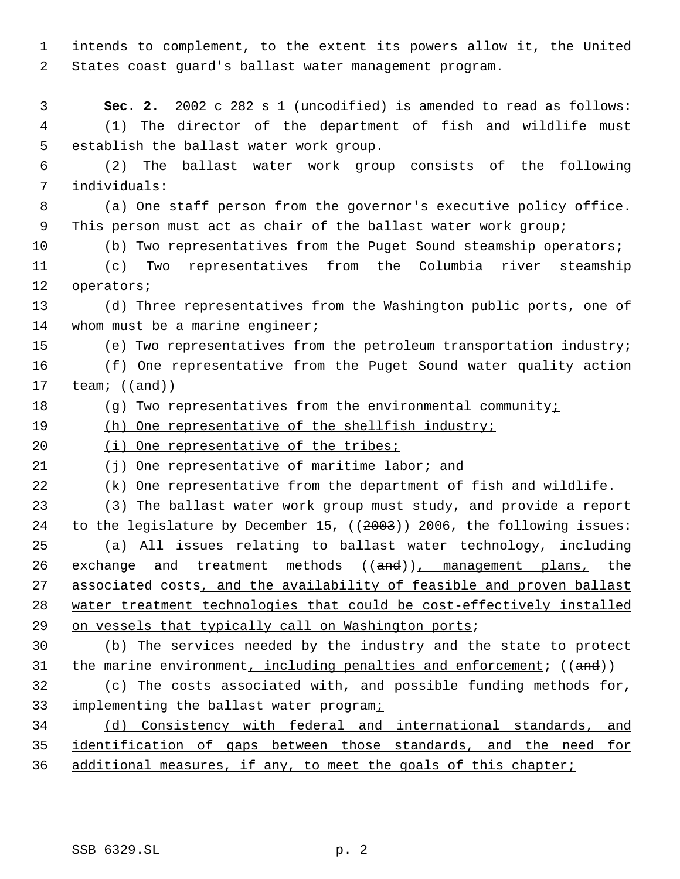intends to complement, to the extent its powers allow it, the United States coast guard's ballast water management program.

**Sec. 2.** 2002 c 282 s 1 (uncodified) is amended to read as follows:

(1) The director of the department of fish and wildlife must establish the ballast water work group.

(2) The ballast water work group consists of the following individuals:

(a) One staff person from the governor's executive policy office. This person must act as chair of the ballast water work group;

(b) Two representatives from the Puget Sound steamship operators;

(c) Two representatives from the Columbia river steamship operators;

(d) Three representatives from the Washington public ports, one of whom must be a marine engineer;

(e) Two representatives from the petroleum transportation industry;

(f) One representative from the Puget Sound water quality action team; ((~~and~~))

(g) Two representatives from the environmental community<u>;</u>

<u>(h) One representative of the shellfish industry;</u>

<u>(i) One representative of the tribes;</u>

<u>(j) One representative of maritime labor; and</u>

<u>(k) One representative from the department of fish and wildlife</u>.

(3) The ballast water work group must study, and provide a report to the legislature by December 15, ((~~2003~~)) <u>2006</u>, the following issues:

(a) All issues relating to ballast water technology, including exchange and treatment methods ((~~and~~))<u>, management plans,</u> the associated costs<u>, and the availability of feasible and proven ballast water treatment technologies that could be cost-effectively installed on vessels that typically call on Washington ports</u>;

(b) The services needed by the industry and the state to protect the marine environment<u>, including penalties and enforcement</u>; ((~~and~~))

(c) The costs associated with, and possible funding methods for, implementing the ballast water program<u>;</u>

<u>(d) Consistency with federal and international standards, and identification of gaps between those standards, and the need for additional measures, if any, to meet the goals of this chapter;</u>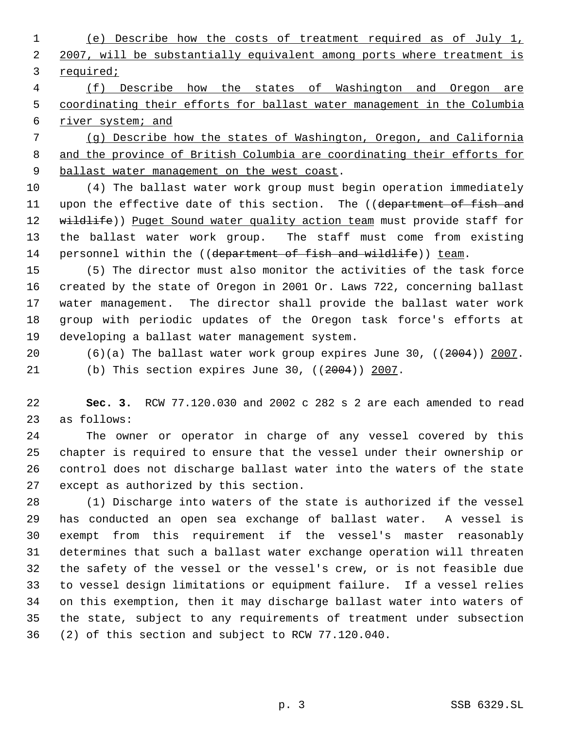(e) Describe how the costs of treatment required as of July 1, 2007, will be substantially equivalent among ports where treatment is required;

(f) Describe how the states of Washington and Oregon are coordinating their efforts for ballast water management in the Columbia river system; and

(g) Describe how the states of Washington, Oregon, and California and the province of British Columbia are coordinating their efforts for ballast water management on the west coast.

(4) The ballast water work group must begin operation immediately upon the effective date of this section. The ((department of fish and wildlife)) Puget Sound water quality action team must provide staff for the ballast water work group. The staff must come from existing personnel within the ((department of fish and wildlife)) team.

(5) The director must also monitor the activities of the task force created by the state of Oregon in 2001 Or. Laws 722, concerning ballast water management. The director shall provide the ballast water work group with periodic updates of the Oregon task force's efforts at developing a ballast water management system.

(6)(a) The ballast water work group expires June 30, ((2004)) 2007.

(b) This section expires June 30, ((2004)) 2007.

**Sec. 3.** RCW 77.120.030 and 2002 c 282 s 2 are each amended to read as follows:

The owner or operator in charge of any vessel covered by this chapter is required to ensure that the vessel under their ownership or control does not discharge ballast water into the waters of the state except as authorized by this section.

(1) Discharge into waters of the state is authorized if the vessel has conducted an open sea exchange of ballast water. A vessel is exempt from this requirement if the vessel's master reasonably determines that such a ballast water exchange operation will threaten the safety of the vessel or the vessel's crew, or is not feasible due to vessel design limitations or equipment failure. If a vessel relies on this exemption, then it may discharge ballast water into waters of the state, subject to any requirements of treatment under subsection (2) of this section and subject to RCW 77.120.040.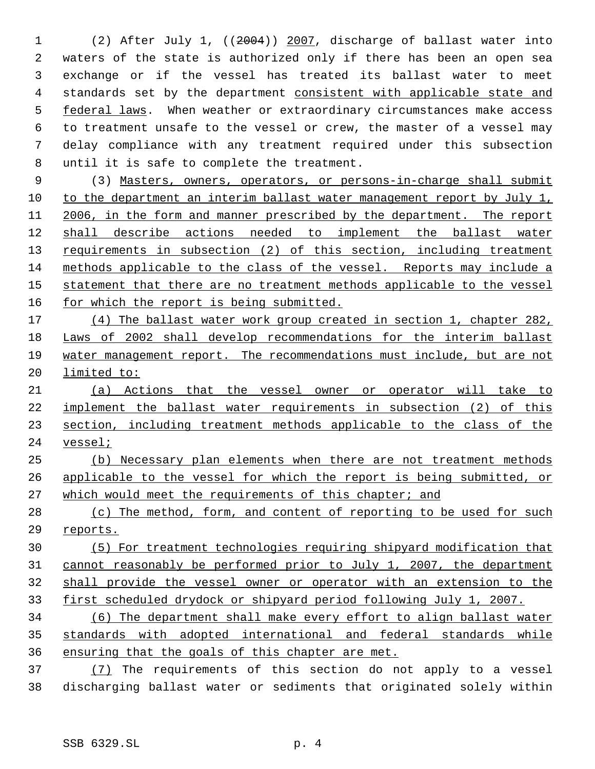(2) After July 1, ((~~2004~~)) <u>2007</u>, discharge of ballast water into waters of the state is authorized only if there has been an open sea exchange or if the vessel has treated its ballast water to meet standards set by the department <u>consistent with applicable state and federal laws</u>. When weather or extraordinary circumstances make access to treatment unsafe to the vessel or crew, the master of a vessel may delay compliance with any treatment required under this subsection until it is safe to complete the treatment.

(3) <u>Masters, owners, operators, or persons-in-charge shall submit to the department an interim ballast water management report by July 1, 2006, in the form and manner prescribed by the department. The report shall describe actions needed to implement the ballast water requirements in subsection (2) of this section, including treatment methods applicable to the class of the vessel. Reports may include a statement that there are no treatment methods applicable to the vessel for which the report is being submitted.</u>

<u>(4) The ballast water work group created in section 1, chapter 282, Laws of 2002 shall develop recommendations for the interim ballast water management report. The recommendations must include, but are not limited to:</u>

<u>(a) Actions that the vessel owner or operator will take to implement the ballast water requirements in subsection (2) of this section, including treatment methods applicable to the class of the vessel;</u>

<u>(b) Necessary plan elements when there are not treatment methods applicable to the vessel for which the report is being submitted, or which would meet the requirements of this chapter; and</u>

<u>(c) The method, form, and content of reporting to be used for such reports.</u>

<u>(5) For treatment technologies requiring shipyard modification that cannot reasonably be performed prior to July 1, 2007, the department shall provide the vessel owner or operator with an extension to the first scheduled drydock or shipyard period following July 1, 2007.</u>

<u>(6) The department shall make every effort to align ballast water standards with adopted international and federal standards while ensuring that the goals of this chapter are met.</u>

<u>(7)</u> The requirements of this section do not apply to a vessel discharging ballast water or sediments that originated solely within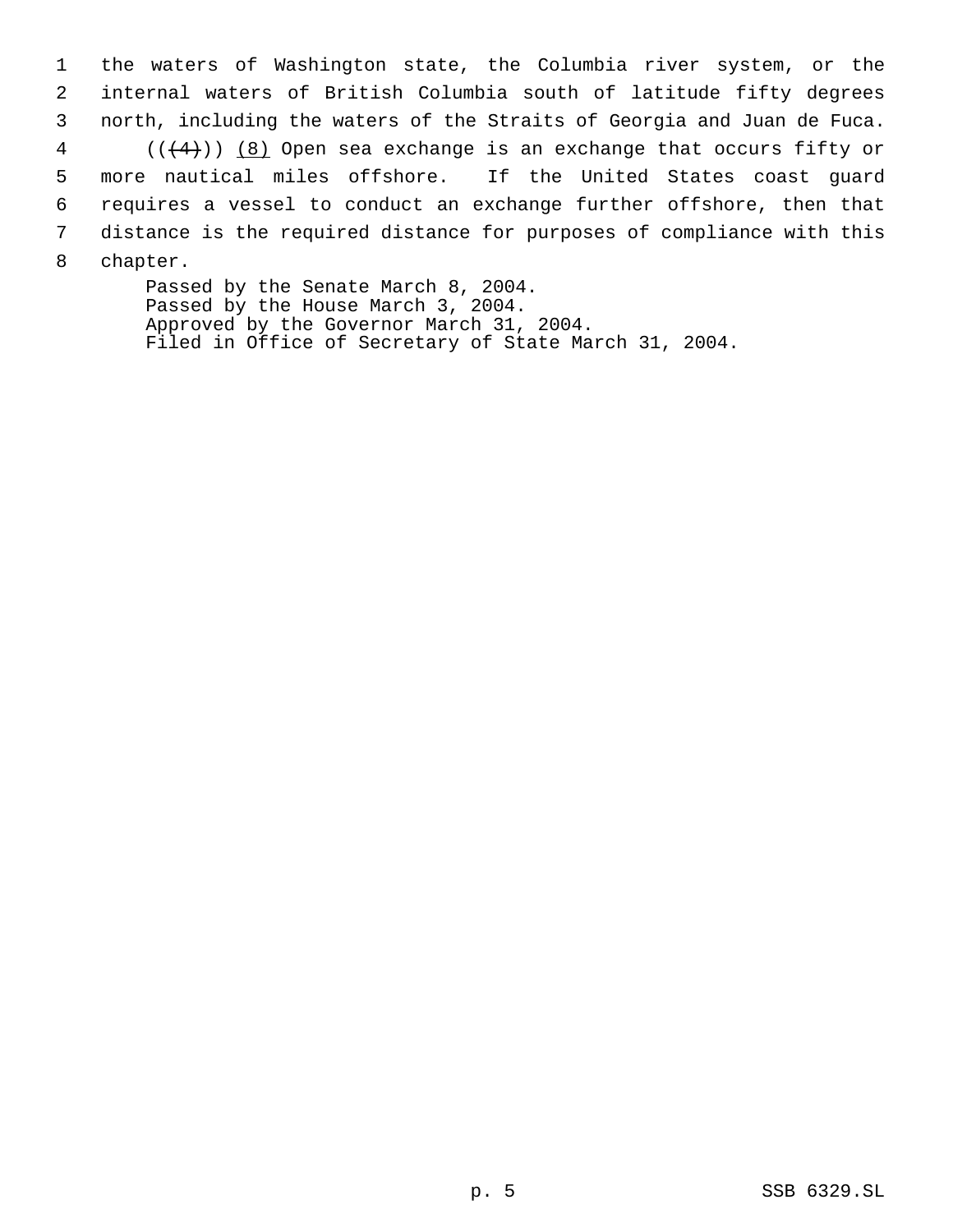the waters of Washington state, the Columbia river system, or the internal waters of British Columbia south of latitude fifty degrees north, including the waters of the Straits of Georgia and Juan de Fuca.

~~((4))~~ (8) Open sea exchange is an exchange that occurs fifty or more nautical miles offshore. If the United States coast guard requires a vessel to conduct an exchange further offshore, then that distance is the required distance for purposes of compliance with this chapter.

Passed by the Senate March 8, 2004.
Passed by the House March 3, 2004.
Approved by the Governor March 31, 2004.
Filed in Office of Secretary of State March 31, 2004.